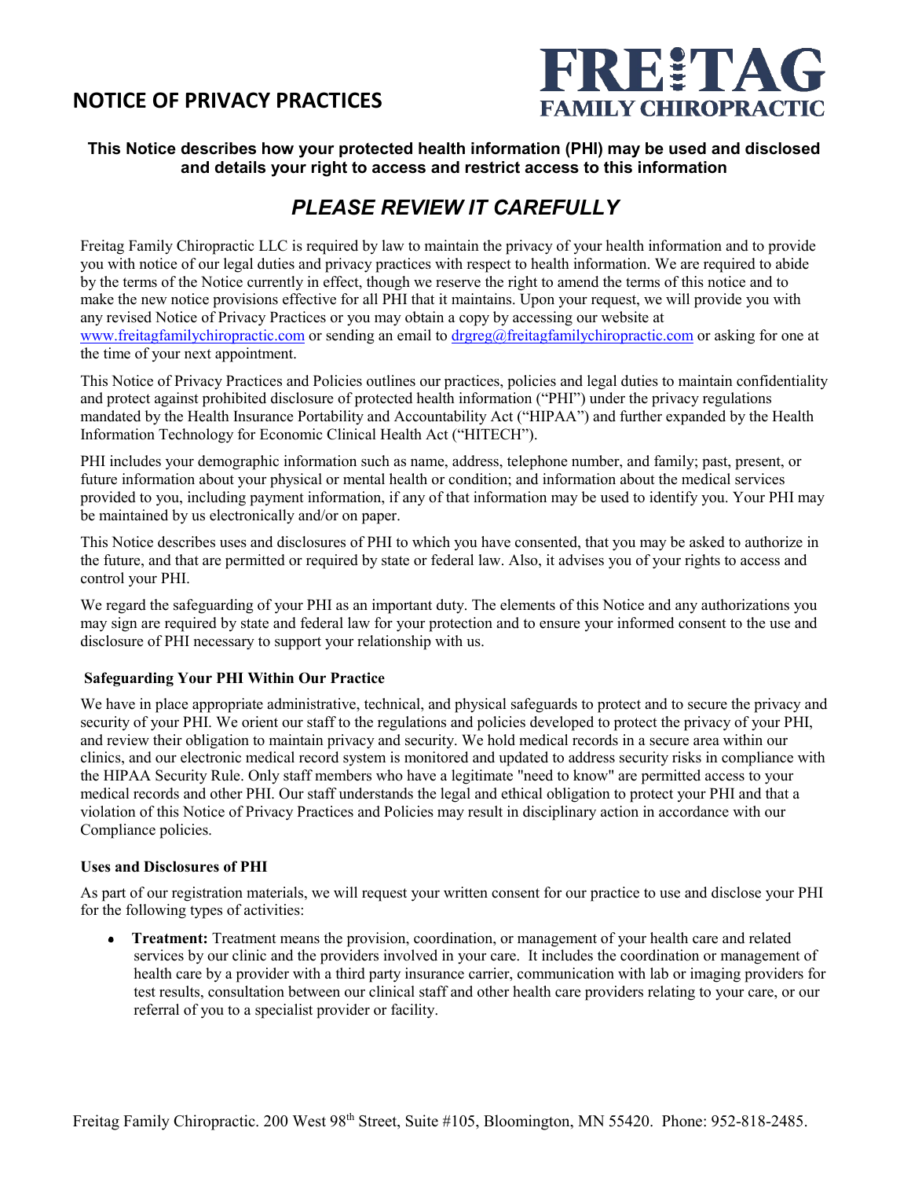# NOTICE OF PRIVACY PRACTICES

**FREITAG FAMILY CHIROPRACTIC**

**This Notice describes how your protected health information (PHI) may be used and disclosed and details your right to access and restrict access to this information**

## *PLEASE REVIEW IT CAREFULLY*

Freitag Family Chiropractic LLC is required by law to maintain the privacy of your health information and to provide you with notice of our legal duties and privacy practices with respect to health information. We are required to abide by the terms of the Notice currently in effect, though we reserve the right to amend the terms of this notice and to make the new notice provisions effective for all PHI that it maintains. Upon your request, we will provide you with any revised Notice of Privacy Practices or you may obtain a copy by accessing our website at www.freitagfamilychiropractic.com or sending an email to drgreg@freitagfamilychiropractic.com or asking for one at the time of your next appointment.

This Notice of Privacy Practices and Policies outlines our practices, policies and legal duties to maintain confidentiality and protect against prohibited disclosure of protected health information ("PHI") under the privacy regulations mandated by the Health Insurance Portability and Accountability Act ("HIPAA") and further expanded by the Health Information Technology for Economic Clinical Health Act ("HITECH").

PHI includes your demographic information such as name, address, telephone number, and family; past, present, or future information about your physical or mental health or condition; and information about the medical services provided to you, including payment information, if any of that information may be used to identify you. Your PHI may be maintained by us electronically and/or on paper.

This Notice describes uses and disclosures of PHI to which you have consented, that you may be asked to authorize in the future, and that are permitted or required by state or federal law. Also, it advises you of your rights to access and control your PHI.

We regard the safeguarding of your PHI as an important duty. The elements of this Notice and any authorizations you may sign are required by state and federal law for your protection and to ensure your informed consent to the use and disclosure of PHI necessary to support your relationship with us.

### Safeguarding Your PHI Within Our Practice

We have in place appropriate administrative, technical, and physical safeguards to protect and to secure the privacy and security of your PHI. We orient our staff to the regulations and policies developed to protect the privacy of your PHI, and review their obligation to maintain privacy and security. We hold medical records in a secure area within our clinics, and our electronic medical record system is monitored and updated to address security risks in compliance with the HIPAA Security Rule. Only staff members who have a legitimate "need to know" are permitted access to your medical records and other PHI. Our staff understands the legal and ethical obligation to protect your PHI and that a violation of this Notice of Privacy Practices and Policies may result in disciplinary action in accordance with our Compliance policies.

### Uses and Disclosures of PHI

As part of our registration materials, we will request your written consent for our practice to use and disclose your PHI for the following types of activities:

- **Treatment:** Treatment means the provision, coordination, or management of your health care and related services by our clinic and the providers involved in your care. It includes the coordination or management of health care by a provider with a third party insurance carrier, communication with lab or imaging providers for test results, consultation between our clinical staff and other health care providers relating to your care, or our referral of you to a specialist provider or facility.

Freitag Family Chiropractic. 200 West 98th Street, Suite #105, Bloomington, MN 55420. Phone: 952-818-2485.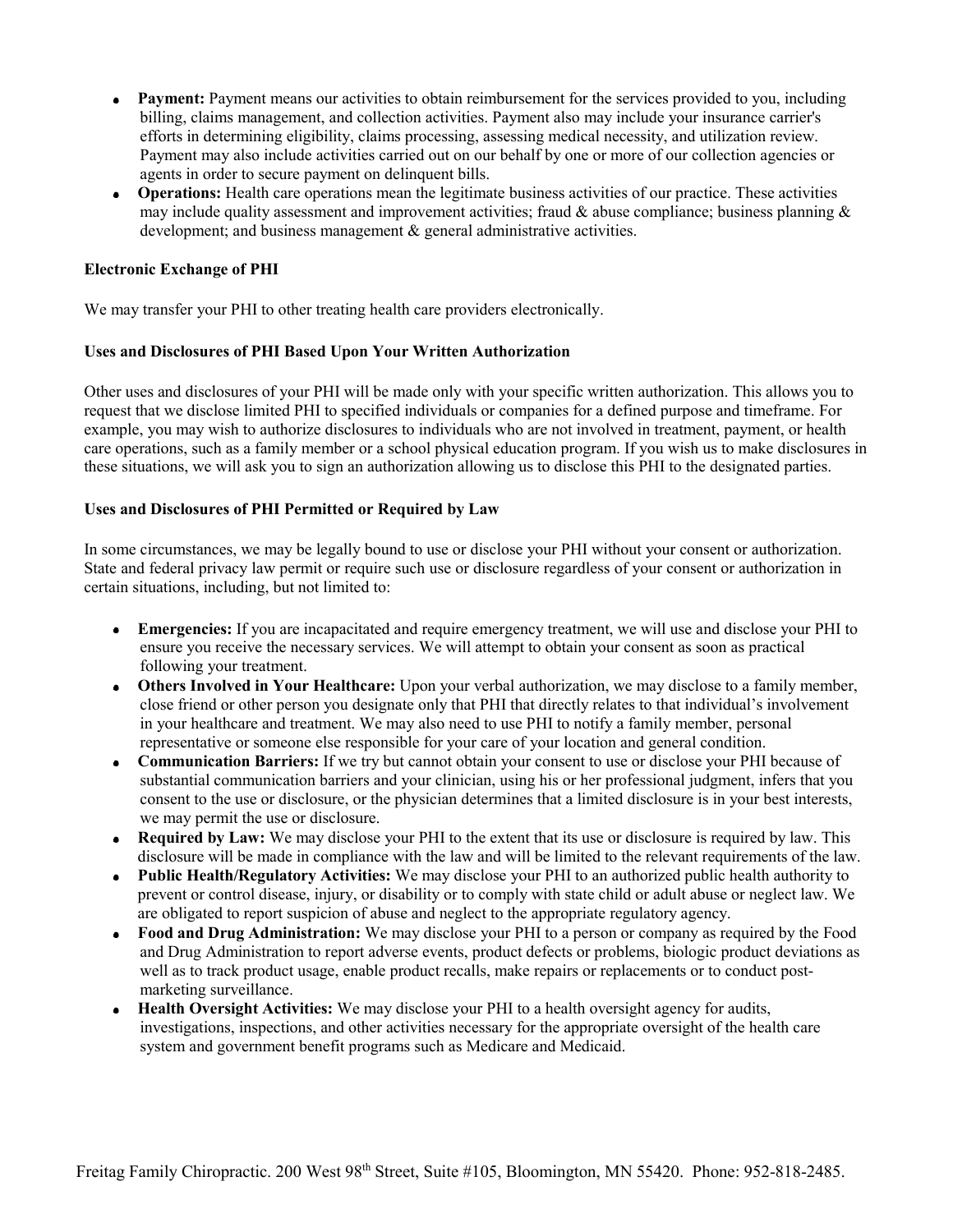- **Payment:** Payment means our activities to obtain reimbursement for the services provided to you, including billing, claims management, and collection activities. Payment also may include your insurance carrier's efforts in determining eligibility, claims processing, assessing medical necessity, and utilization review. Payment may also include activities carried out on our behalf by one or more of our collection agencies or agents in order to secure payment on delinquent bills.
- **Operations:** Health care operations mean the legitimate business activities of our practice. These activities may include quality assessment and improvement activities; fraud & abuse compliance; business planning & development; and business management & general administrative activities.

**Electronic Exchange of PHI**

We may transfer your PHI to other treating health care providers electronically.

**Uses and Disclosures of PHI Based Upon Your Written Authorization**

Other uses and disclosures of your PHI will be made only with your specific written authorization. This allows you to request that we disclose limited PHI to specified individuals or companies for a defined purpose and timeframe. For example, you may wish to authorize disclosures to individuals who are not involved in treatment, payment, or health care operations, such as a family member or a school physical education program. If you wish us to make disclosures in these situations, we will ask you to sign an authorization allowing us to disclose this PHI to the designated parties.

**Uses and Disclosures of PHI Permitted or Required by Law**

In some circumstances, we may be legally bound to use or disclose your PHI without your consent or authorization. State and federal privacy law permit or require such use or disclosure regardless of your consent or authorization in certain situations, including, but not limited to:

- **Emergencies:** If you are incapacitated and require emergency treatment, we will use and disclose your PHI to ensure you receive the necessary services. We will attempt to obtain your consent as soon as practical following your treatment.
- **Others Involved in Your Healthcare:** Upon your verbal authorization, we may disclose to a family member, close friend or other person you designate only that PHI that directly relates to that individual's involvement in your healthcare and treatment. We may also need to use PHI to notify a family member, personal representative or someone else responsible for your care of your location and general condition.
- **Communication Barriers:** If we try but cannot obtain your consent to use or disclose your PHI because of substantial communication barriers and your clinician, using his or her professional judgment, infers that you consent to the use or disclosure, or the physician determines that a limited disclosure is in your best interests, we may permit the use or disclosure.
- **Required by Law:** We may disclose your PHI to the extent that its use or disclosure is required by law. This disclosure will be made in compliance with the law and will be limited to the relevant requirements of the law.
- **Public Health/Regulatory Activities:** We may disclose your PHI to an authorized public health authority to prevent or control disease, injury, or disability or to comply with state child or adult abuse or neglect law. We are obligated to report suspicion of abuse and neglect to the appropriate regulatory agency.
- **Food and Drug Administration:** We may disclose your PHI to a person or company as required by the Food and Drug Administration to report adverse events, product defects or problems, biologic product deviations as well as to track product usage, enable product recalls, make repairs or replacements or to conduct post-marketing surveillance.
- **Health Oversight Activities:** We may disclose your PHI to a health oversight agency for audits, investigations, inspections, and other activities necessary for the appropriate oversight of the health care system and government benefit programs such as Medicare and Medicaid.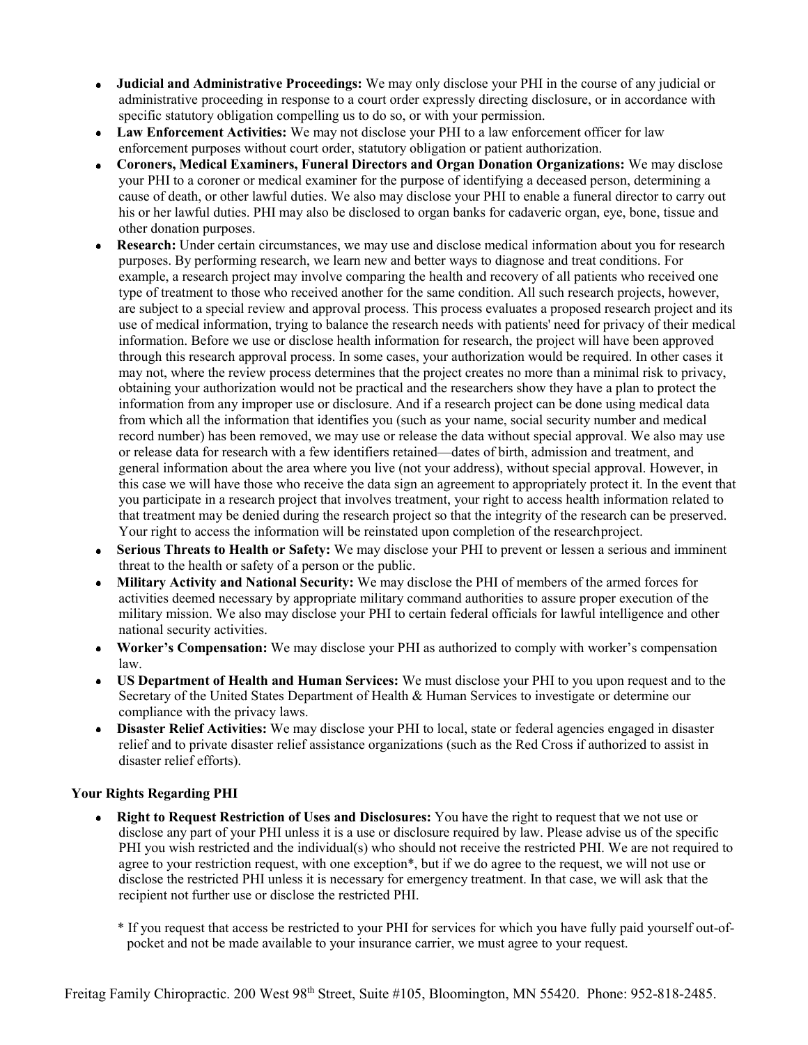- **Judicial and Administrative Proceedings:** We may only disclose your PHI in the course of any judicial or administrative proceeding in response to a court order expressly directing disclosure, or in accordance with specific statutory obligation compelling us to do so, or with your permission.
- **Law Enforcement Activities:** We may not disclose your PHI to a law enforcement officer for law enforcement purposes without court order, statutory obligation or patient authorization.
- **Coroners, Medical Examiners, Funeral Directors and Organ Donation Organizations:** We may disclose your PHI to a coroner or medical examiner for the purpose of identifying a deceased person, determining a cause of death, or other lawful duties. We also may disclose your PHI to enable a funeral director to carry out his or her lawful duties. PHI may also be disclosed to organ banks for cadaveric organ, eye, bone, tissue and other donation purposes.
- **Research:** Under certain circumstances, we may use and disclose medical information about you for research purposes. By performing research, we learn new and better ways to diagnose and treat conditions. For example, a research project may involve comparing the health and recovery of all patients who received one type of treatment to those who received another for the same condition. All such research projects, however, are subject to a special review and approval process. This process evaluates a proposed research project and its use of medical information, trying to balance the research needs with patients' need for privacy of their medical information. Before we use or disclose health information for research, the project will have been approved through this research approval process. In some cases, your authorization would be required. In other cases it may not, where the review process determines that the project creates no more than a minimal risk to privacy, obtaining your authorization would not be practical and the researchers show they have a plan to protect the information from any improper use or disclosure. And if a research project can be done using medical data from which all the information that identifies you (such as your name, social security number and medical record number) has been removed, we may use or release the data without special approval. We also may use or release data for research with a few identifiers retained—dates of birth, admission and treatment, and general information about the area where you live (not your address), without special approval. However, in this case we will have those who receive the data sign an agreement to appropriately protect it. In the event that you participate in a research project that involves treatment, your right to access health information related to that treatment may be denied during the research project so that the integrity of the research can be preserved. Your right to access the information will be reinstated upon completion of the research project.
- **Serious Threats to Health or Safety:** We may disclose your PHI to prevent or lessen a serious and imminent threat to the health or safety of a person or the public.
- **Military Activity and National Security:** We may disclose the PHI of members of the armed forces for activities deemed necessary by appropriate military command authorities to assure proper execution of the military mission. We also may disclose your PHI to certain federal officials for lawful intelligence and other national security activities.
- **Worker's Compensation:** We may disclose your PHI as authorized to comply with worker's compensation law.
- **US Department of Health and Human Services:** We must disclose your PHI to you upon request and to the Secretary of the United States Department of Health & Human Services to investigate or determine our compliance with the privacy laws.
- **Disaster Relief Activities:** We may disclose your PHI to local, state or federal agencies engaged in disaster relief and to private disaster relief assistance organizations (such as the Red Cross if authorized to assist in disaster relief efforts).

**Your Rights Regarding PHI**

- **Right to Request Restriction of Uses and Disclosures:** You have the right to request that we not use or disclose any part of your PHI unless it is a use or disclosure required by law. Please advise us of the specific PHI you wish restricted and the individual(s) who should not receive the restricted PHI. We are not required to agree to your restriction request, with one exception*, but if we do agree to the request, we will not use or disclose the restricted PHI unless it is necessary for emergency treatment. In that case, we will ask that the recipient not further use or disclose the restricted PHI.

  * If you request that access be restricted to your PHI for services for which you have fully paid yourself out-of-pocket and not be made available to your insurance carrier, we must agree to your request.

Freitag Family Chiropractic. 200 West 98th Street, Suite #105, Bloomington, MN 55420. Phone: 952-818-2485.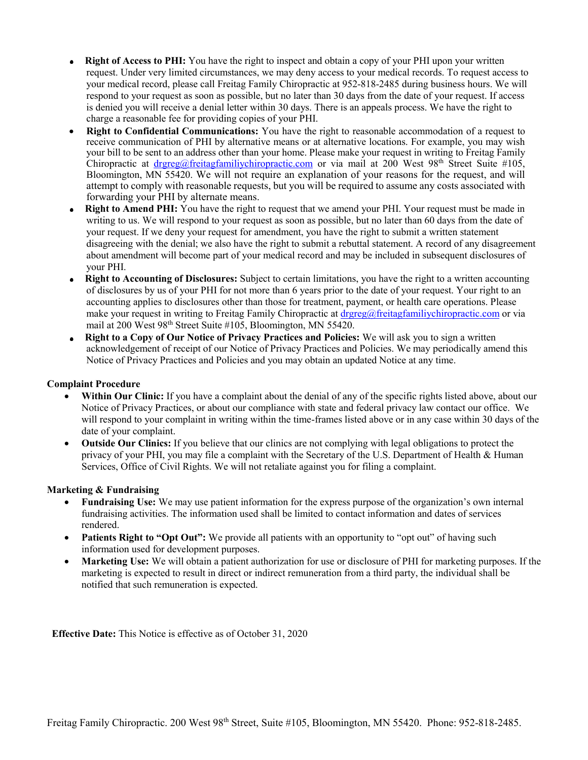- **Right of Access to PHI:** You have the right to inspect and obtain a copy of your PHI upon your written request. Under very limited circumstances, we may deny access to your medical records. To request access to your medical record, please call Freitag Family Chiropractic at 952-818-2485 during business hours. We will respond to your request as soon as possible, but no later than 30 days from the date of your request. If access is denied you will receive a denial letter within 30 days. There is an appeals process. We have the right to charge a reasonable fee for providing copies of your PHI.
- **Right to Confidential Communications:** You have the right to reasonable accommodation of a request to receive communication of PHI by alternative means or at alternative locations. For example, you may wish your bill to be sent to an address other than your home. Please make your request in writing to Freitag Family Chiropractic at drgreg@freitagfamiliychiropractic.com or via mail at 200 West 98th Street Suite #105, Bloomington, MN 55420. We will not require an explanation of your reasons for the request, and will attempt to comply with reasonable requests, but you will be required to assume any costs associated with forwarding your PHI by alternate means.
- **Right to Amend PHI:** You have the right to request that we amend your PHI. Your request must be made in writing to us. We will respond to your request as soon as possible, but no later than 60 days from the date of your request. If we deny your request for amendment, you have the right to submit a written statement disagreeing with the denial; we also have the right to submit a rebuttal statement. A record of any disagreement about amendment will become part of your medical record and may be included in subsequent disclosures of your PHI.
- **Right to Accounting of Disclosures:** Subject to certain limitations, you have the right to a written accounting of disclosures by us of your PHI for not more than 6 years prior to the date of your request. Your right to an accounting applies to disclosures other than those for treatment, payment, or health care operations. Please make your request in writing to Freitag Family Chiropractic at drgreg@freitagfamiliychiropractic.com or via mail at 200 West 98th Street Suite #105, Bloomington, MN 55420.
- **Right to a Copy of Our Notice of Privacy Practices and Policies:** We will ask you to sign a written acknowledgement of receipt of our Notice of Privacy Practices and Policies. We may periodically amend this Notice of Privacy Practices and Policies and you may obtain an updated Notice at any time.

**Complaint Procedure**

- **Within Our Clinic:** If you have a complaint about the denial of any of the specific rights listed above, about our Notice of Privacy Practices, or about our compliance with state and federal privacy law contact our office. We will respond to your complaint in writing within the time-frames listed above or in any case within 30 days of the date of your complaint.
- **Outside Our Clinics:** If you believe that our clinics are not complying with legal obligations to protect the privacy of your PHI, you may file a complaint with the Secretary of the U.S. Department of Health & Human Services, Office of Civil Rights. We will not retaliate against you for filing a complaint.

**Marketing & Fundraising**

- **Fundraising Use:** We may use patient information for the express purpose of the organization's own internal fundraising activities. The information used shall be limited to contact information and dates of services rendered.
- **Patients Right to "Opt Out":** We provide all patients with an opportunity to "opt out" of having such information used for development purposes.
- **Marketing Use:** We will obtain a patient authorization for use or disclosure of PHI for marketing purposes. If the marketing is expected to result in direct or indirect remuneration from a third party, the individual shall be notified that such remuneration is expected.

**Effective Date:** This Notice is effective as of October 31, 2020